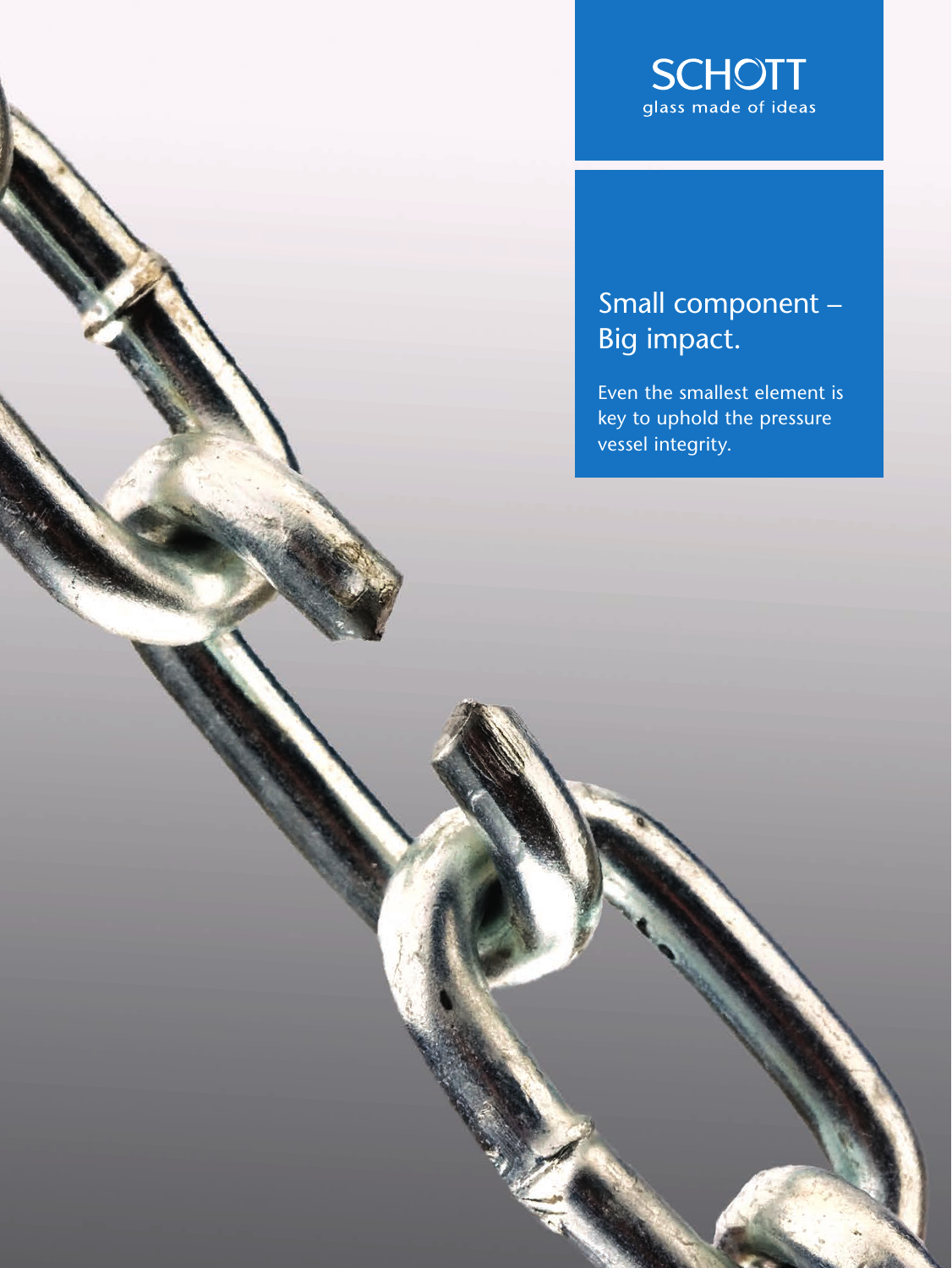SCHOTT
glass made of ideas

# Small component – Big impact.

Even the smallest element is key to uphold the pressure vessel integrity.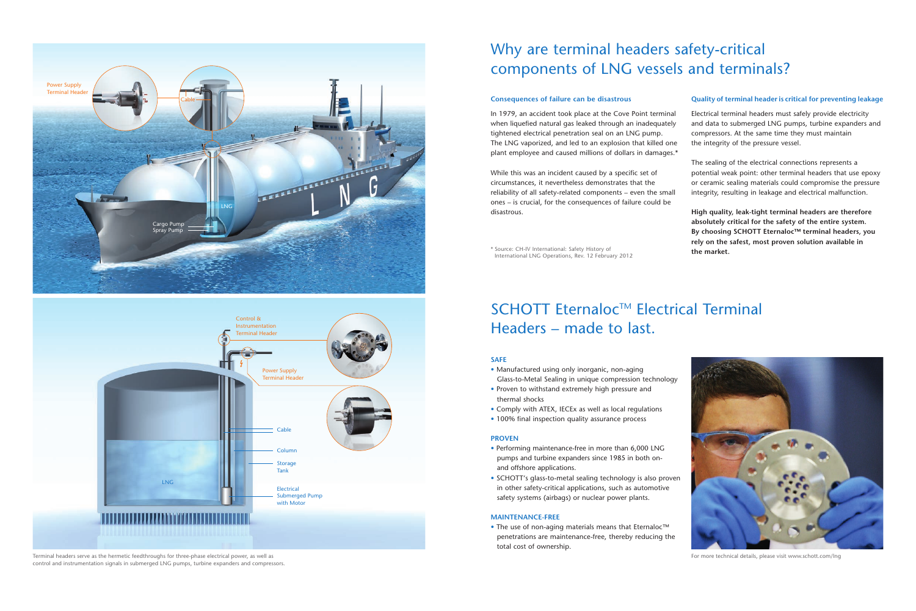# Why are terminal headers safety-critical components of LNG vessels and terminals?

### Consequences of failure can be disastrous

In 1979, an accident took place at the Cove Point terminal when liquefied natural gas leaked through an inadequately tightened electrical penetration seal on an LNG pump. The LNG vaporized, and led to an explosion that killed one plant employee and caused millions of dollars in damages.*

While this was an incident caused by a specific set of circumstances, it nevertheless demonstrates that the reliability of all safety-related components – even the small ones – is crucial, for the consequences of failure could be disastrous.

\* Source: CH-IV International: Safety History of International LNG Operations, Rev. 12 February 2012

### Quality of terminal header is critical for preventing leakage

Electrical terminal headers must safely provide electricity and data to submerged LNG pumps, turbine expanders and compressors. At the same time they must maintain the integrity of the pressure vessel.

The sealing of the electrical connections represents a potential weak point: other terminal headers that use epoxy or ceramic sealing materials could compromise the pressure integrity, resulting in leakage and electrical malfunction.

**High quality, leak-tight terminal headers are therefore absolutely critical for the safety of the entire system. By choosing SCHOTT Eternaloc™ terminal headers, you rely on the safest, most proven solution available in the market.**

# SCHOTT Eternaloc™ Electrical Terminal Headers – made to last.

### SAFE

- Manufactured using only inorganic, non-aging Glass-to-Metal Sealing in unique compression technology
- Proven to withstand extremely high pressure and thermal shocks
- Comply with ATEX, IECEx as well as local regulations
- 100% final inspection quality assurance process

### PROVEN

- Performing maintenance-free in more than 6,000 LNG pumps and turbine expanders since 1985 in both on- and offshore applications.
- SCHOTT's glass-to-metal sealing technology is also proven in other safety-critical applications, such as automotive safety systems (airbags) or nuclear power plants.

### MAINTENANCE-FREE

- The use of non-aging materials means that Eternaloc™ penetrations are maintenance-free, thereby reducing the total cost of ownership.

Terminal headers serve as the hermetic feedthroughs for three-phase electrical power, as well as control and instrumentation signals in submerged LNG pumps, turbine expanders and compressors.

For more technical details, please visit www.schott.com/lng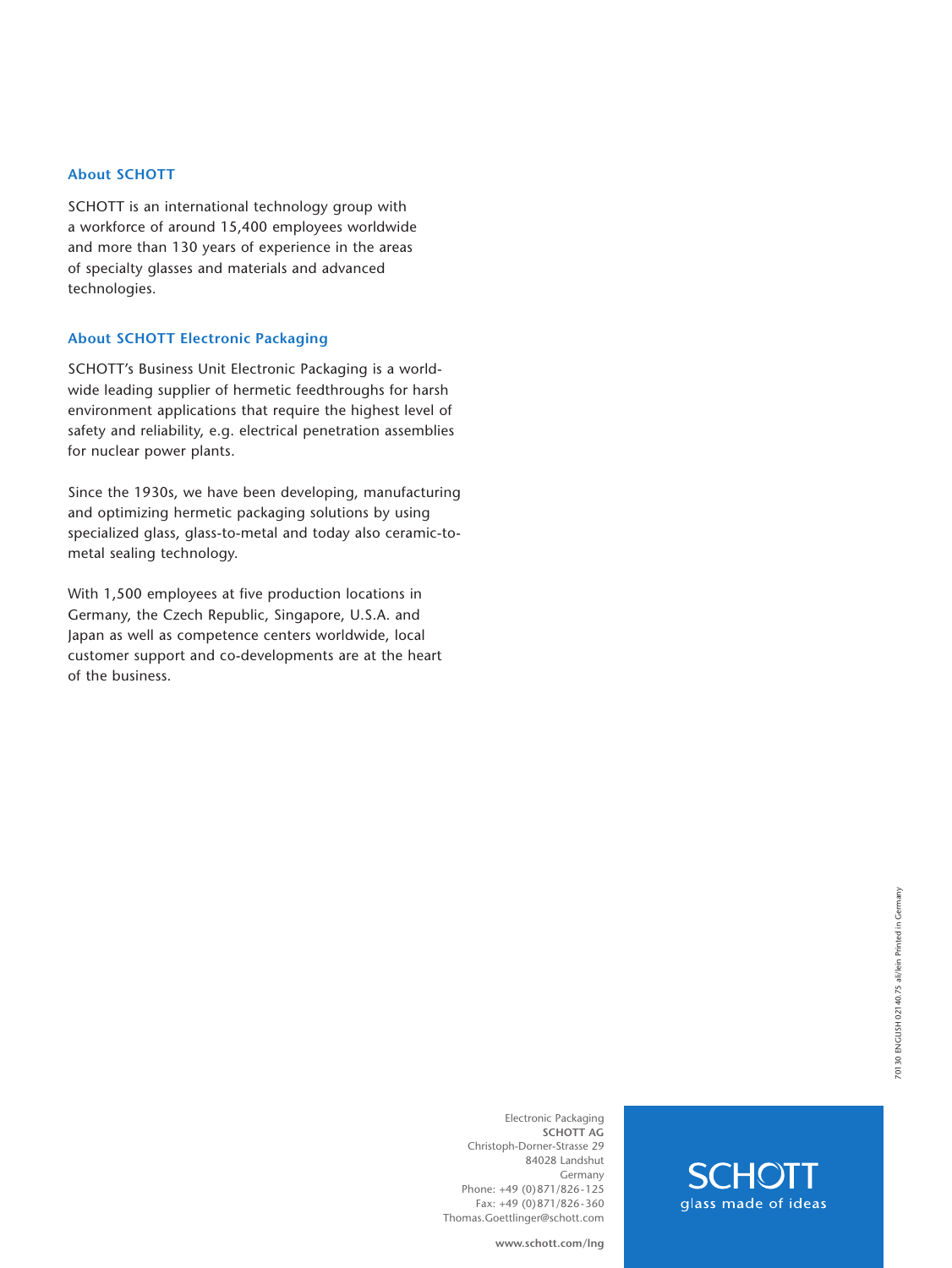## About SCHOTT

SCHOTT is an international technology group with a workforce of around 15,400 employees worldwide and more than 130 years of experience in the areas of specialty glasses and materials and advanced technologies.

## About SCHOTT Electronic Packaging

SCHOTT's Business Unit Electronic Packaging is a worldwide leading supplier of hermetic feedthroughs for harsh environment applications that require the highest level of safety and reliability, e.g. electrical penetration assemblies for nuclear power plants.

Since the 1930s, we have been developing, manufacturing and optimizing hermetic packaging solutions by using specialized glass, glass-to-metal and today also ceramic-to-metal sealing technology.

With 1,500 employees at five production locations in Germany, the Czech Republic, Singapore, U.S.A. and Japan as well as competence centers worldwide, local customer support and co-developments are at the heart of the business.

Electronic Packaging
**SCHOTT AG**
Christoph-Dorner-Strasse 29
84028 Landshut
Germany
Phone: +49 (0)871/826-125
Fax: +49 (0)871/826-360
Thomas.Goettlinger@schott.com

**www.schott.com/lng**

SCHOTT
glass made of ideas

70130 ENGLISH 02140.75 ali/lein Printed in Germany